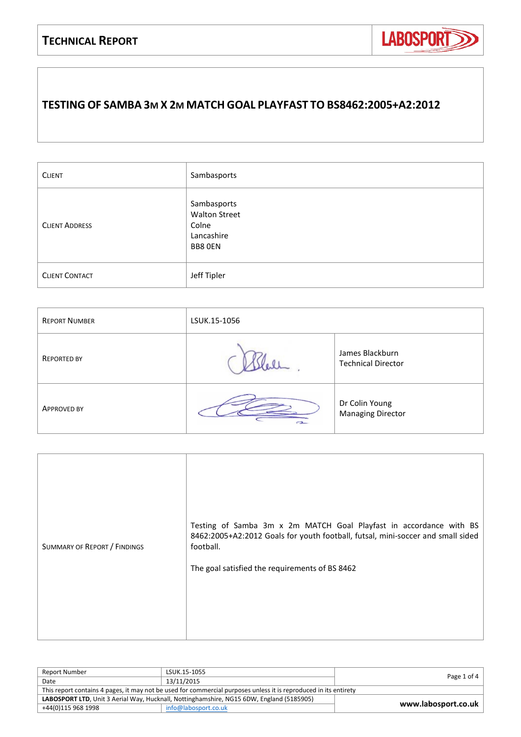# TECHNICAL REPORT

## TESTING OF SAMBA 3M X 2M MATCH GOAL PLAYFAST TO BS8462:2005+A2:2012

| CLIENT | Sambasports |
|---|---|
| CLIENT ADDRESS | Sambasports<br>Walton Street<br>Colne<br>Lancashire<br>BB8 0EN |
| CLIENT CONTACT | Jeff Tipler |

| REPORT NUMBER | LSUK.15-1056 | |
|---|---|---|
| REPORTED BY | | James Blackburn<br>Technical Director |
| APPROVED BY | | Dr Colin Young<br>Managing Director |

| SUMMARY OF REPORT / FINDINGS | Testing of Samba 3m x 2m MATCH Goal Playfast in accordance with BS 8462:2005+A2:2012 Goals for youth football, futsal, mini-soccer and small sided football.<br><br>The goal satisfied the requirements of BS 8462 |
|---|---|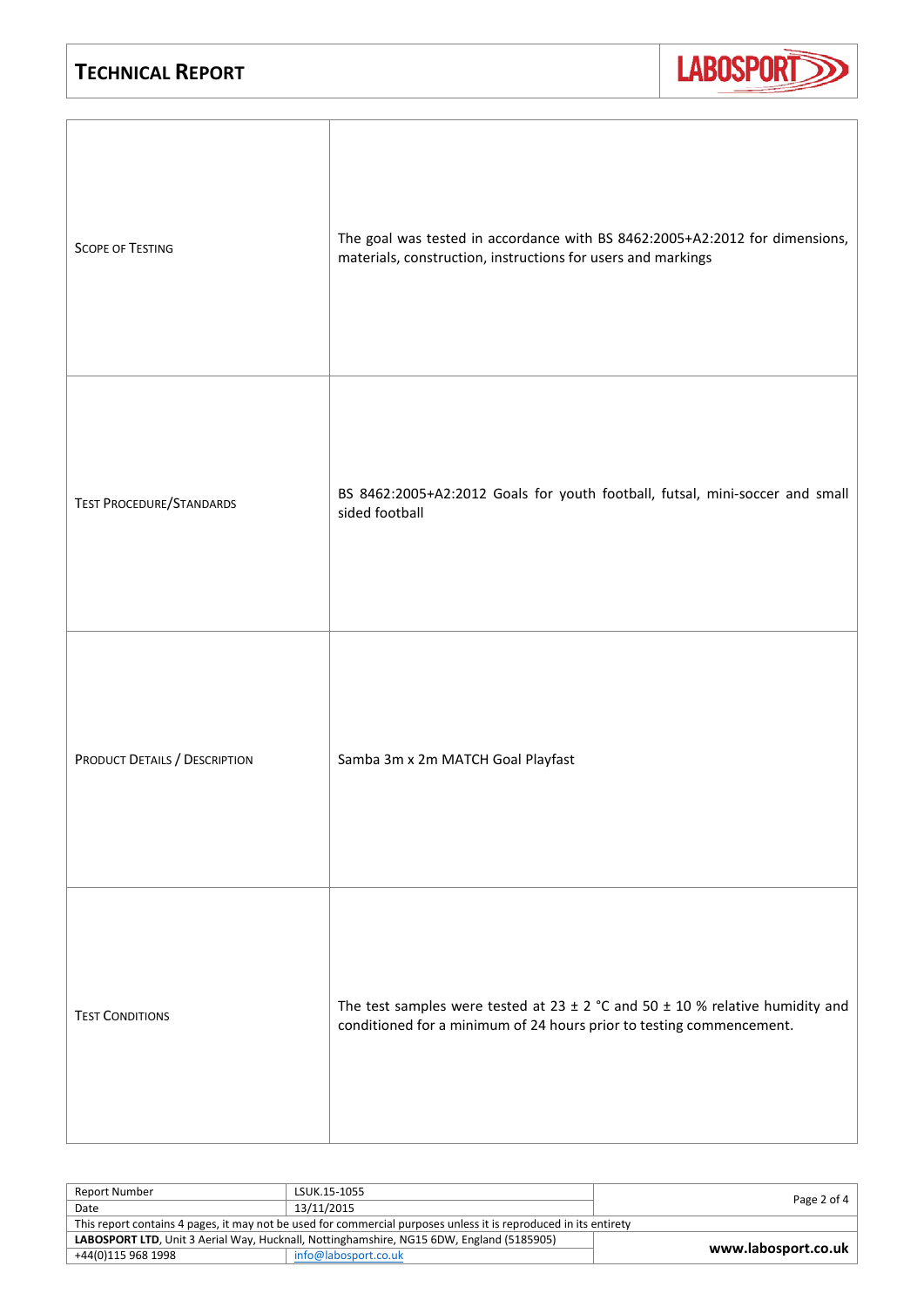| | |
|---|---|
| Scope of Testing | The goal was tested in accordance with BS 8462:2005+A2:2012 for dimensions, materials, construction, instructions for users and markings |
| Test Procedure/Standards | BS 8462:2005+A2:2012 Goals for youth football, futsal, mini-soccer and small sided football |
| Product Details / Description | Samba 3m x 2m MATCH Goal Playfast |
| Test Conditions | The test samples were tested at 23 ± 2 °C and 50 ± 10 % relative humidity and conditioned for a minimum of 24 hours prior to testing commencement. |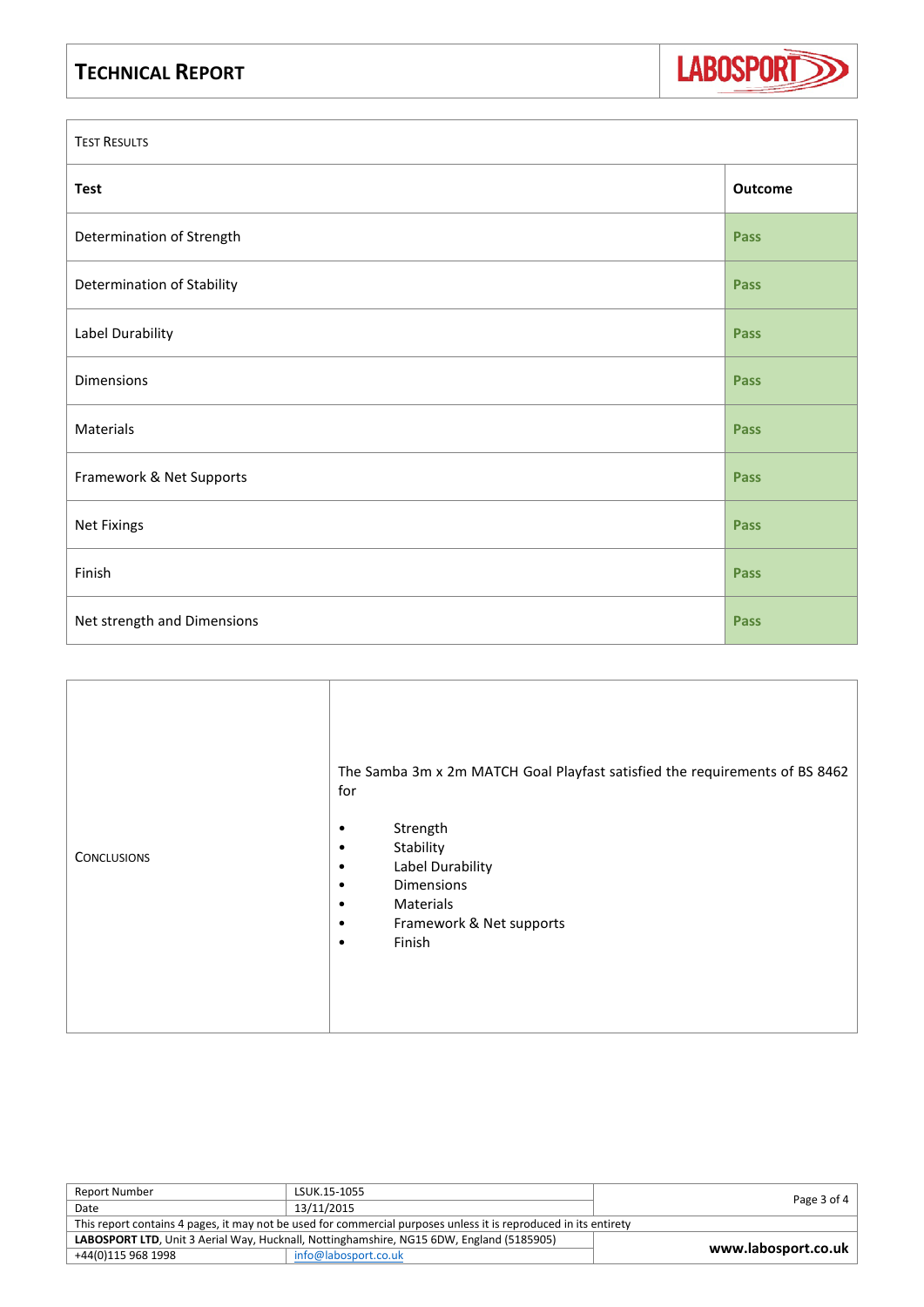# Technical Report

## Test Results

| Test | Outcome |
|---|---|
| Determination of Strength | Pass |
| Determination of Stability | Pass |
| Label Durability | Pass |
| Dimensions | Pass |
| Materials | Pass |
| Framework & Net Supports | Pass |
| Net Fixings | Pass |
| Finish | Pass |
| Net strength and Dimensions | Pass |

## Conclusions

The Samba 3m x 2m MATCH Goal Playfast satisfied the requirements of BS 8462 for

- Strength
- Stability
- Label Durability
- Dimensions
- Materials
- Framework & Net supports
- Finish

| Report Number | LSUK.15-1055 |
|---|---|
| Date | 13/11/2015 |

This report contains 4 pages, it may not be used for commercial purposes unless it is reproduced in its entirety

**LABOSPORT LTD**, Unit 3 Aerial Way, Hucknall, Nottinghamshire, NG15 6DW, England (5185905)

+44(0)115 968 1998 | info@labosport.co.uk | **www.labosport.co.uk**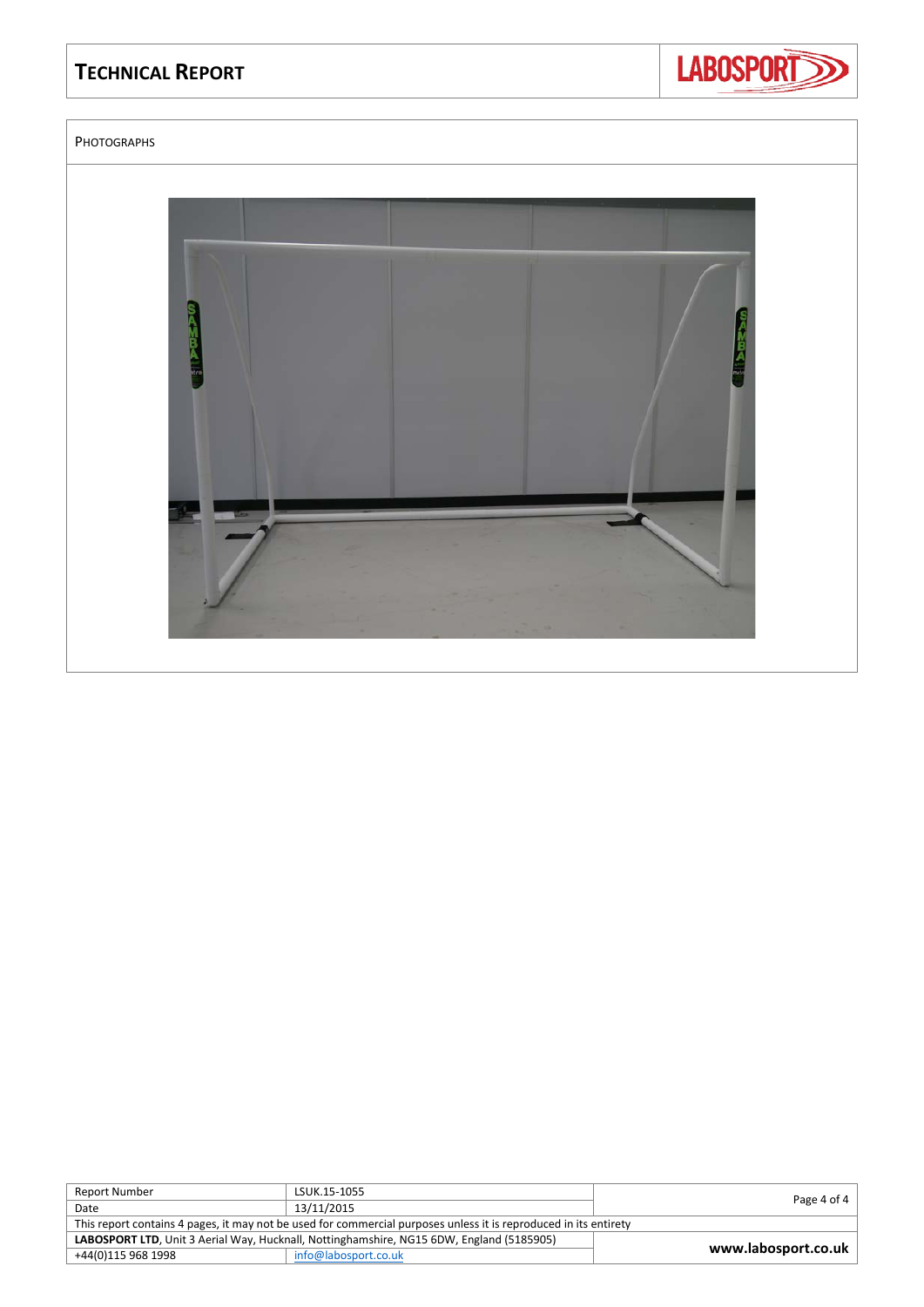# TECHNICAL REPORT

PHOTOGRAPHS

| | | |
|---|---|---|
| Report Number | LSUK.15-1055 | |
| Date | 13/11/2015 | |
| This report contains 4 pages, it may not be used for commercial purposes unless it is reproduced in its entirety | | |
| **LABOSPORT LTD**, Unit 3 Aerial Way, Hucknall, Nottinghamshire, NG15 6DW, England (5185905) | | **www.labosport.co.uk** |
| +44(0)115 968 1998 | info@labosport.co.uk | |